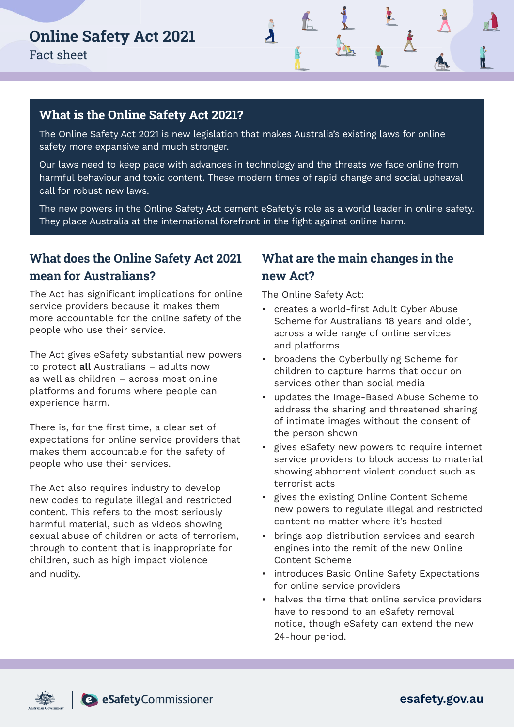# Online Safety Act 2021

Fact sheet

## What is the Online Safety Act 2021?

The Online Safety Act 2021 is new legislation that makes Australia's existing laws for online safety more expansive and much stronger.

Our laws need to keep pace with advances in technology and the threats we face online from harmful behaviour and toxic content. These modern times of rapid change and social upheaval call for robust new laws.

The new powers in the Online Safety Act cement eSafety's role as a world leader in online safety. They place Australia at the international forefront in the fight against online harm.

## What does the Online Safety Act 2021 mean for Australians?

The Act has significant implications for online service providers because it makes them more accountable for the online safety of the people who use their service.

The Act gives eSafety substantial new powers to protect **all** Australians – adults now as well as children – across most online platforms and forums where people can experience harm.

There is, for the first time, a clear set of expectations for online service providers that makes them accountable for the safety of people who use their services.

The Act also requires industry to develop new codes to regulate illegal and restricted content. This refers to the most seriously harmful material, such as videos showing sexual abuse of children or acts of terrorism, through to content that is inappropriate for children, such as high impact violence and nudity.

## What are the main changes in the new Act?

The Online Safety Act:

- creates a world-first Adult Cyber Abuse Scheme for Australians 18 years and older, across a wide range of online services and platforms
- broadens the Cyberbullying Scheme for children to capture harms that occur on services other than social media
- updates the Image-Based Abuse Scheme to address the sharing and threatened sharing of intimate images without the consent of the person shown
- gives eSafety new powers to require internet service providers to block access to material showing abhorrent violent conduct such as terrorist acts
- gives the existing Online Content Scheme new powers to regulate illegal and restricted content no matter where it's hosted
- brings app distribution services and search engines into the remit of the new Online Content Scheme
- introduces Basic Online Safety Expectations for online service providers
- halves the time that online service providers have to respond to an eSafety removal notice, though eSafety can extend the new 24-hour period.

Australian Government | eSafetyCommissioner

esafety.gov.au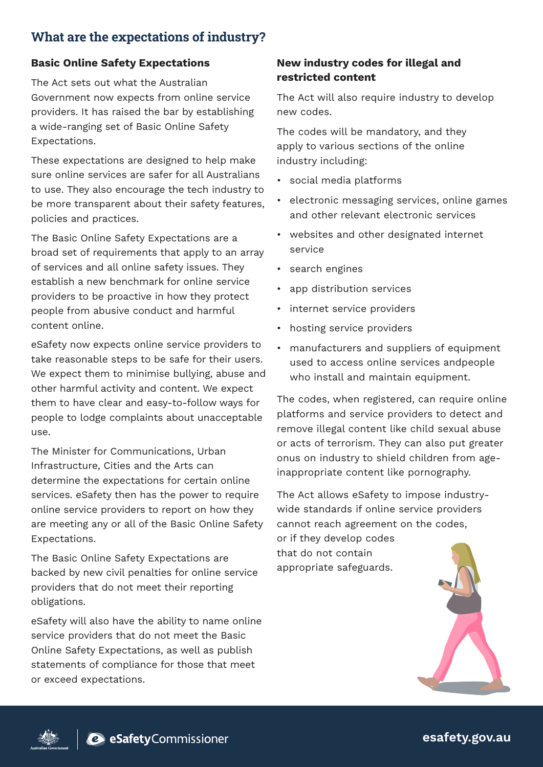## What are the expectations of industry?

### Basic Online Safety Expectations

The Act sets out what the Australian Government now expects from online service providers. It has raised the bar by establishing a wide-ranging set of Basic Online Safety Expectations.

These expectations are designed to help make sure online services are safer for all Australians to use. They also encourage the tech industry to be more transparent about their safety features, policies and practices.

The Basic Online Safety Expectations are a broad set of requirements that apply to an array of services and all online safety issues. They establish a new benchmark for online service providers to be proactive in how they protect people from abusive conduct and harmful content online.

eSafety now expects online service providers to take reasonable steps to be safe for their users. We expect them to minimise bullying, abuse and other harmful activity and content. We expect them to have clear and easy-to-follow ways for people to lodge complaints about unacceptable use.

The Minister for Communications, Urban Infrastructure, Cities and the Arts can determine the expectations for certain online services. eSafety then has the power to require online service providers to report on how they are meeting any or all of the Basic Online Safety Expectations.

The Basic Online Safety Expectations are backed by new civil penalties for online service providers that do not meet their reporting obligations.

eSafety will also have the ability to name online service providers that do not meet the Basic Online Safety Expectations, as well as publish statements of compliance for those that meet or exceed expectations.

### New industry codes for illegal and restricted content

The Act will also require industry to develop new codes.

The codes will be mandatory, and they apply to various sections of the online industry including:

- social media platforms
- electronic messaging services, online games and other relevant electronic services
- websites and other designated internet service
- search engines
- app distribution services
- internet service providers
- hosting service providers
- manufacturers and suppliers of equipment used to access online services andpeople who install and maintain equipment.

The codes, when registered, can require online platforms and service providers to detect and remove illegal content like child sexual abuse or acts of terrorism. They can also put greater onus on industry to shield children from age-inappropriate content like pornography.

The Act allows eSafety to impose industry-wide standards if online service providers cannot reach agreement on the codes, or if they develop codes that do not contain appropriate safeguards.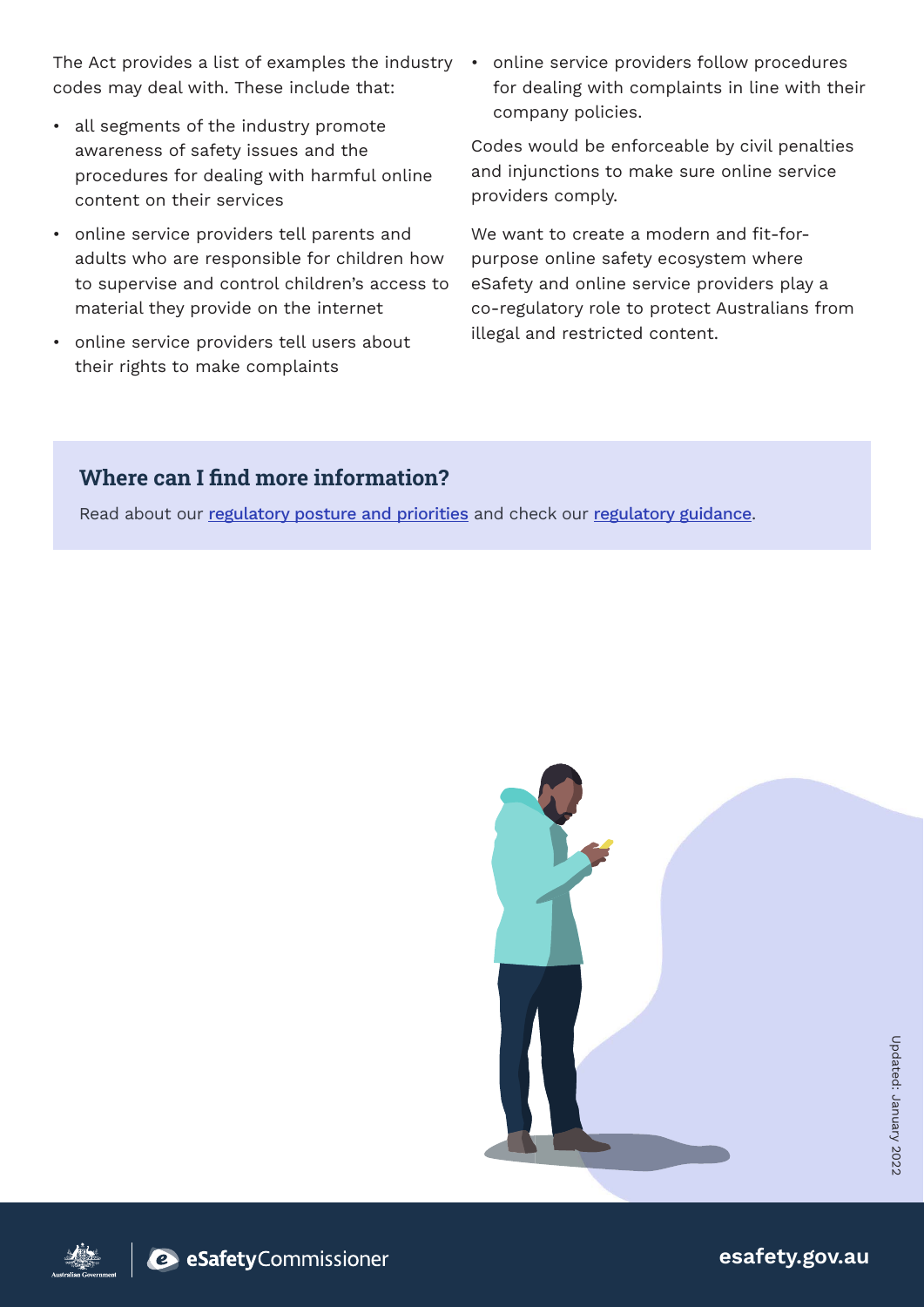The Act provides a list of examples the industry codes may deal with. These include that:

- all segments of the industry promote awareness of safety issues and the procedures for dealing with harmful online content on their services
- online service providers tell parents and adults who are responsible for children how to supervise and control children's access to material they provide on the internet
- online service providers tell users about their rights to make complaints
- online service providers follow procedures for dealing with complaints in line with their company policies.

Codes would be enforceable by civil penalties and injunctions to make sure online service providers comply.

We want to create a modern and fit-for-purpose online safety ecosystem where eSafety and online service providers play a co-regulatory role to protect Australians from illegal and restricted content.

## Where can I find more information?

Read about our regulatory posture and priorities and check our regulatory guidance.

Updated: January 2022